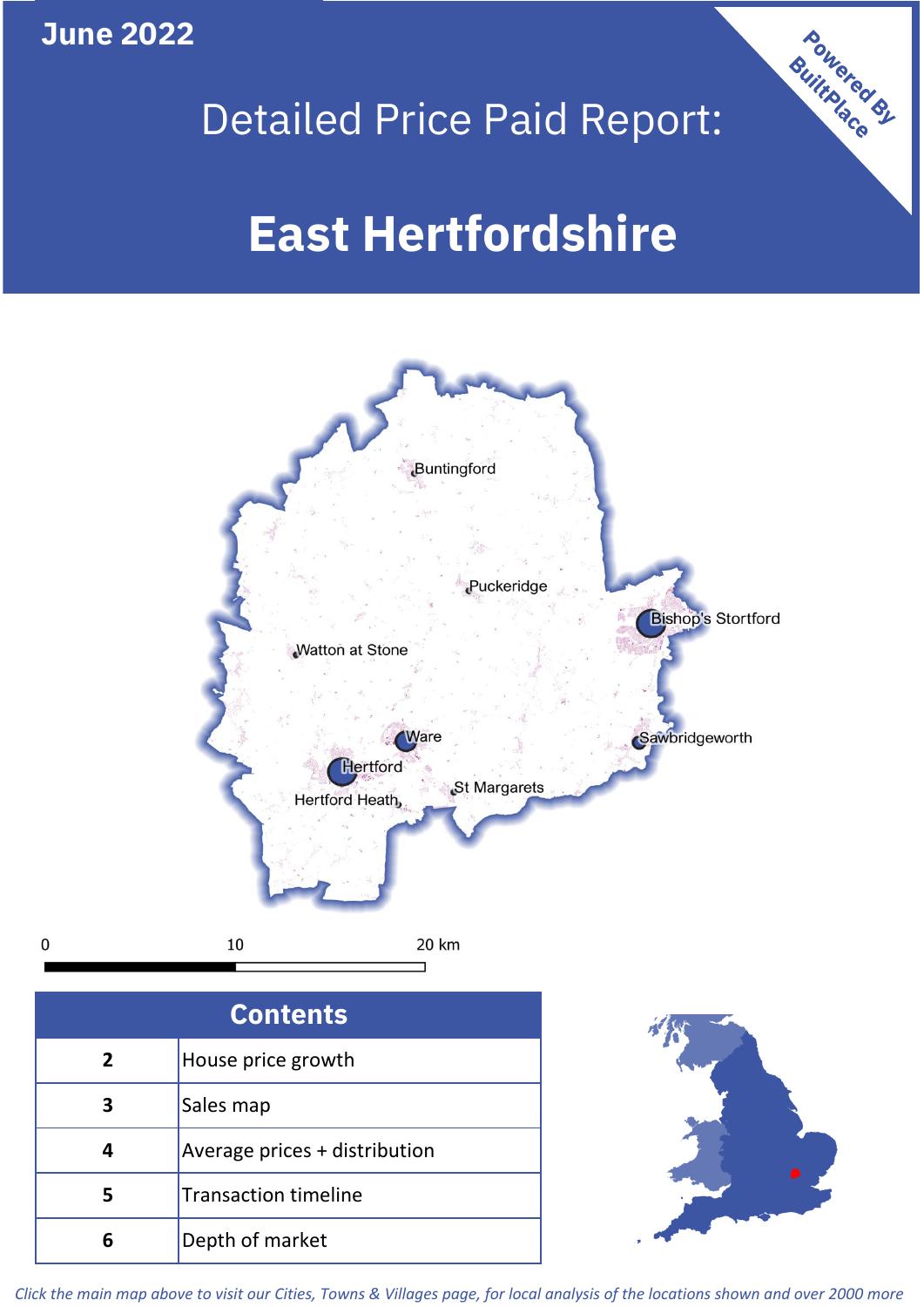June 2022

# Detailed Price Paid Report:

# East Hertfordshire

Powered By BuiltPlace

Buntingford

Puckeridge

Bishop's Stortford

Watton at Stone

Ware

Sawbridgeworth

Hertford

Hertford Heath

St Margarets

0 10 20 km

| Contents | |
|---|---|
| 2 | House price growth |
| 3 | Sales map |
| 4 | Average prices + distribution |
| 5 | Transaction timeline |
| 6 | Depth of market |

*Click the main map above to visit our Cities, Towns & Villages page, for local analysis of the locations shown and over 2000 more*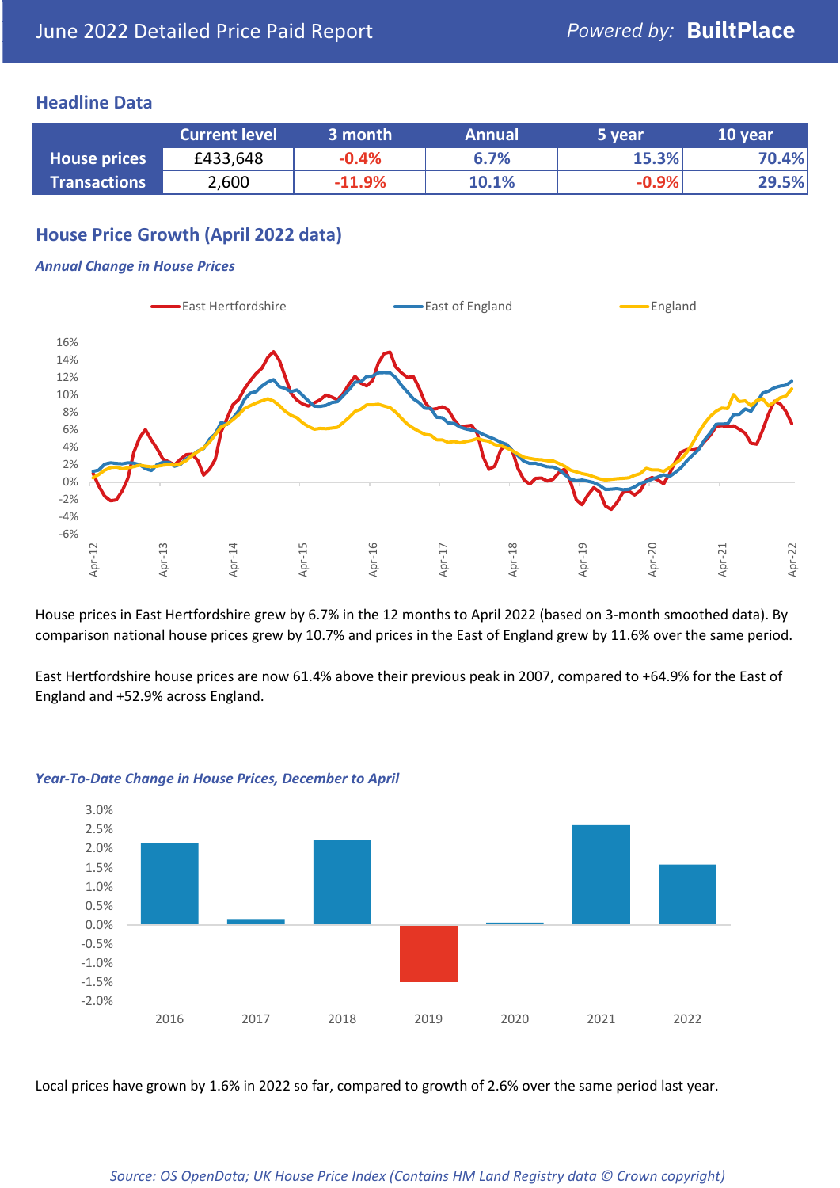# June 2022 Detailed Price Paid Report

Powered by: **BuiltPlace**

## Headline Data

| | Current level | 3 month | Annual | 5 year | 10 year |
|---|---|---|---|---|---|
| **House prices** | £433,648 | -0.4% | 6.7% | 15.3% | 70.4% |
| **Transactions** | 2,600 | -11.9% | 10.1% | -0.9% | 29.5% |

## House Price Growth (April 2022 data)

*Annual Change in House Prices*

House prices in East Hertfordshire grew by 6.7% in the 12 months to April 2022 (based on 3-month smoothed data). By comparison national house prices grew by 10.7% and prices in the East of England grew by 11.6% over the same period.

East Hertfordshire house prices are now 61.4% above their previous peak in 2007, compared to +64.9% for the East of England and +52.9% across England.

*Year-To-Date Change in House Prices, December to April*

Local prices have grown by 1.6% in 2022 so far, compared to growth of 2.6% over the same period last year.

*Source: OS OpenData; UK House Price Index (Contains HM Land Registry data © Crown copyright)*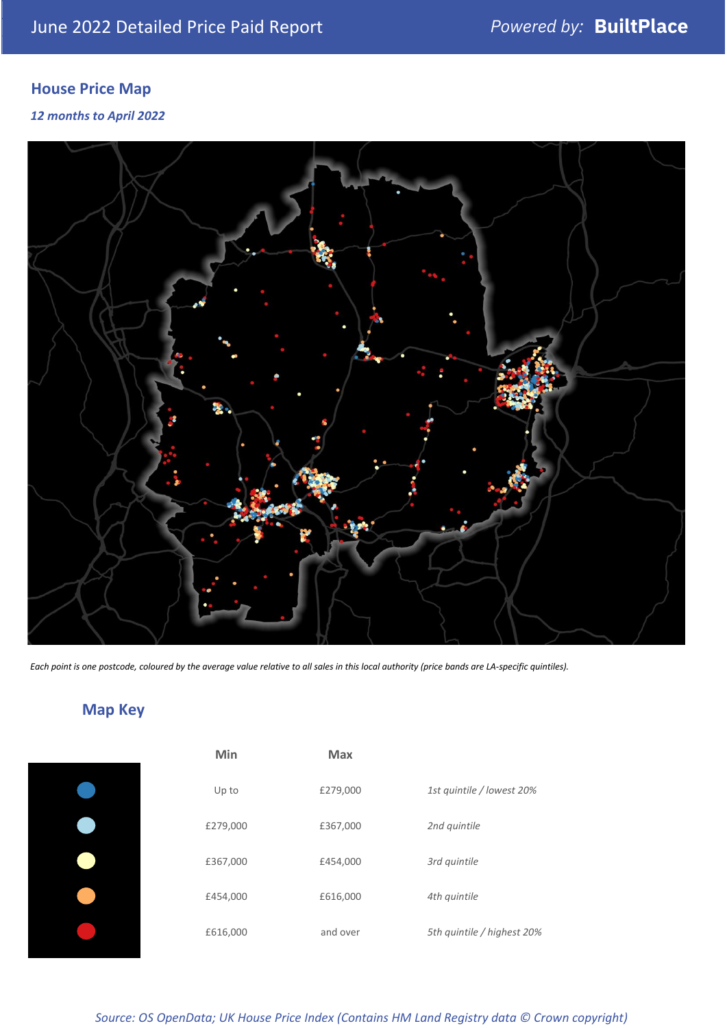## House Price Map

*12 months to April 2022*

*Each point is one postcode, coloured by the average value relative to all sales in this local authority (price bands are LA-specific quintiles).*

## Map Key

| | Min | Max | |
|---|---|---|---|
| | Up to | £279,000 | *1st quintile / lowest 20%* |
| | £279,000 | £367,000 | *2nd quintile* |
| | £367,000 | £454,000 | *3rd quintile* |
| | £454,000 | £616,000 | *4th quintile* |
| | £616,000 | and over | *5th quintile / highest 20%* |

*Source: OS OpenData; UK House Price Index (Contains HM Land Registry data © Crown copyright)*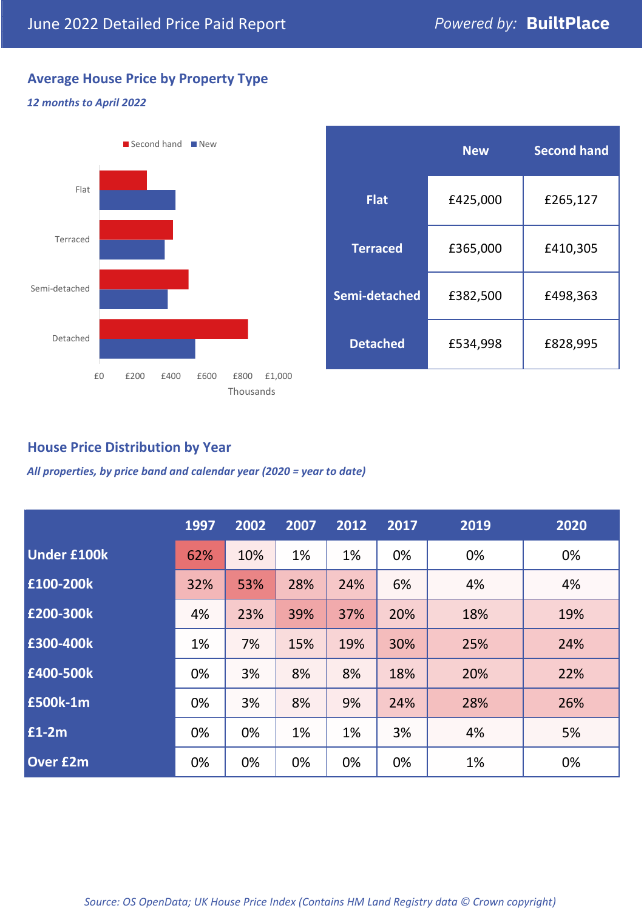## June 2022 Detailed Price Paid Report

Powered by: **BuiltPlace**

### Average House Price by Property Type

*12 months to April 2022*

|  | New | Second hand |
|---|---|---|
| **Flat** | £425,000 | £265,127 |
| **Terraced** | £365,000 | £410,305 |
| **Semi-detached** | £382,500 | £498,363 |
| **Detached** | £534,998 | £828,995 |

### House Price Distribution by Year

*All properties, by price band and calendar year (2020 = year to date)*

|  | 1997 | 2002 | 2007 | 2012 | 2017 | 2019 | 2020 |
|---|---|---|---|---|---|---|---|
| **Under £100k** | 62% | 10% | 1% | 1% | 0% | 0% | 0% |
| **£100-200k** | 32% | 53% | 28% | 24% | 6% | 4% | 4% |
| **£200-300k** | 4% | 23% | 39% | 37% | 20% | 18% | 19% |
| **£300-400k** | 1% | 7% | 15% | 19% | 30% | 25% | 24% |
| **£400-500k** | 0% | 3% | 8% | 8% | 18% | 20% | 22% |
| **£500k-1m** | 0% | 3% | 8% | 9% | 24% | 28% | 26% |
| **£1-2m** | 0% | 0% | 1% | 1% | 3% | 4% | 5% |
| **Over £2m** | 0% | 0% | 0% | 0% | 0% | 1% | 0% |

*Source: OS OpenData; UK House Price Index (Contains HM Land Registry data © Crown copyright)*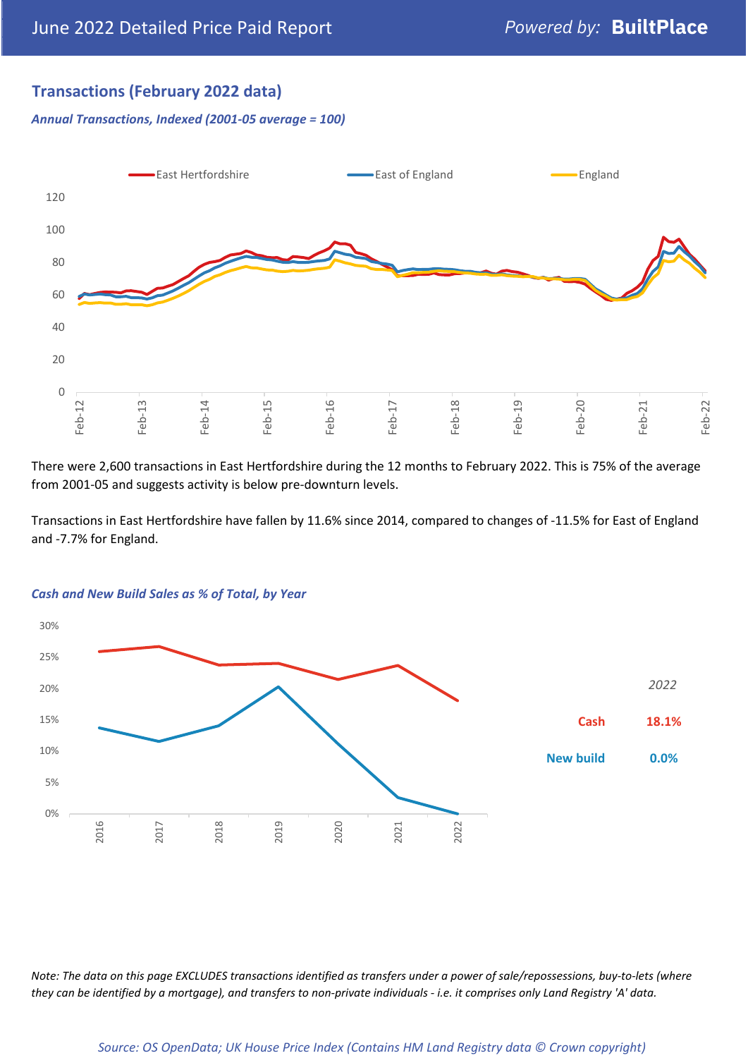## Transactions (February 2022 data)

*Annual Transactions, Indexed (2001-05 average = 100)*

There were 2,600 transactions in East Hertfordshire during the 12 months to February 2022. This is 75% of the average from 2001-05 and suggests activity is below pre-downturn levels.

Transactions in East Hertfordshire have fallen by 11.6% since 2014, compared to changes of -11.5% for East of England and -7.7% for England.

*Cash and New Build Sales as % of Total, by Year*

| 2022 | |
|---|---|
| Cash | 18.1% |
| New build | 0.0% |

*Note: The data on this page EXCLUDES transactions identified as transfers under a power of sale/repossessions, buy-to-lets (where they can be identified by a mortgage), and transfers to non-private individuals - i.e. it comprises only Land Registry 'A' data.*

*Source: OS OpenData; UK House Price Index (Contains HM Land Registry data © Crown copyright)*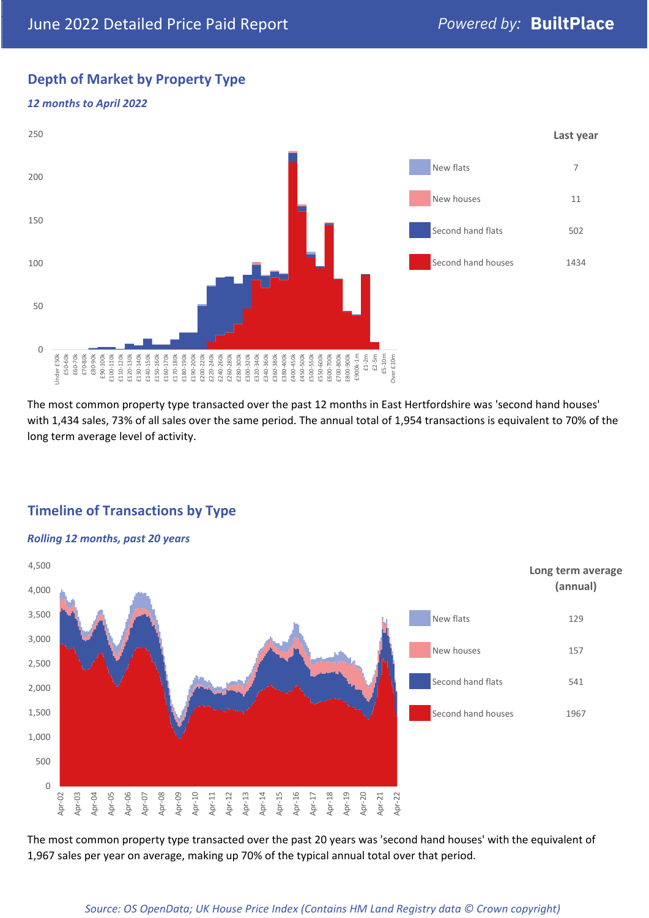June 2022 Detailed Price Paid Report

Powered by: **BuiltPlace**

## Depth of Market by Property Type

*12 months to April 2022*

250
200
150
100
50
0

Under £50k, £50-60k, £60-70k, £70-80k, £80-90k, £90-100k, £100-110k, £110-120k, £120-130k, £130-140k, £140-150k, £150-160k, £160-170k, £170-180k, £180-190k, £190-200k, £200-220k, £220-240k, £240-260k, £260-280k, £280-300k, £300-320k, £320-340k, £340-360k, £360-380k, £380-400k, £400-450k, £450-500k, £500-550k, £550-600k, £600-700k, £700-800k, £800-900k, £900k-1m, £1-2m, £2-5m, £5-10m, Over £10m

Last year

New flats 7
New houses 11
Second hand flats 502
Second hand houses 1434

The most common property type transacted over the past 12 months in East Hertfordshire was 'second hand houses' with 1,434 sales, 73% of all sales over the same period. The annual total of 1,954 transactions is equivalent to 70% of the long term average level of activity.

## Timeline of Transactions by Type

*Rolling 12 months, past 20 years*

4,500
4,000
3,500
3,000
2,500
2,000
1,500
1,000
500
0

Apr-02, Apr-03, Apr-04, Apr-05, Apr-06, Apr-07, Apr-08, Apr-09, Apr-10, Apr-11, Apr-12, Apr-13, Apr-14, Apr-15, Apr-16, Apr-17, Apr-18, Apr-19, Apr-20, Apr-21, Apr-22

Long term average (annual)

New flats 129
New houses 157
Second hand flats 541
Second hand houses 1967

The most common property type transacted over the past 20 years was 'second hand houses' with the equivalent of 1,967 sales per year on average, making up 70% of the typical annual total over that period.

*Source: OS OpenData; UK House Price Index (Contains HM Land Registry data © Crown copyright)*